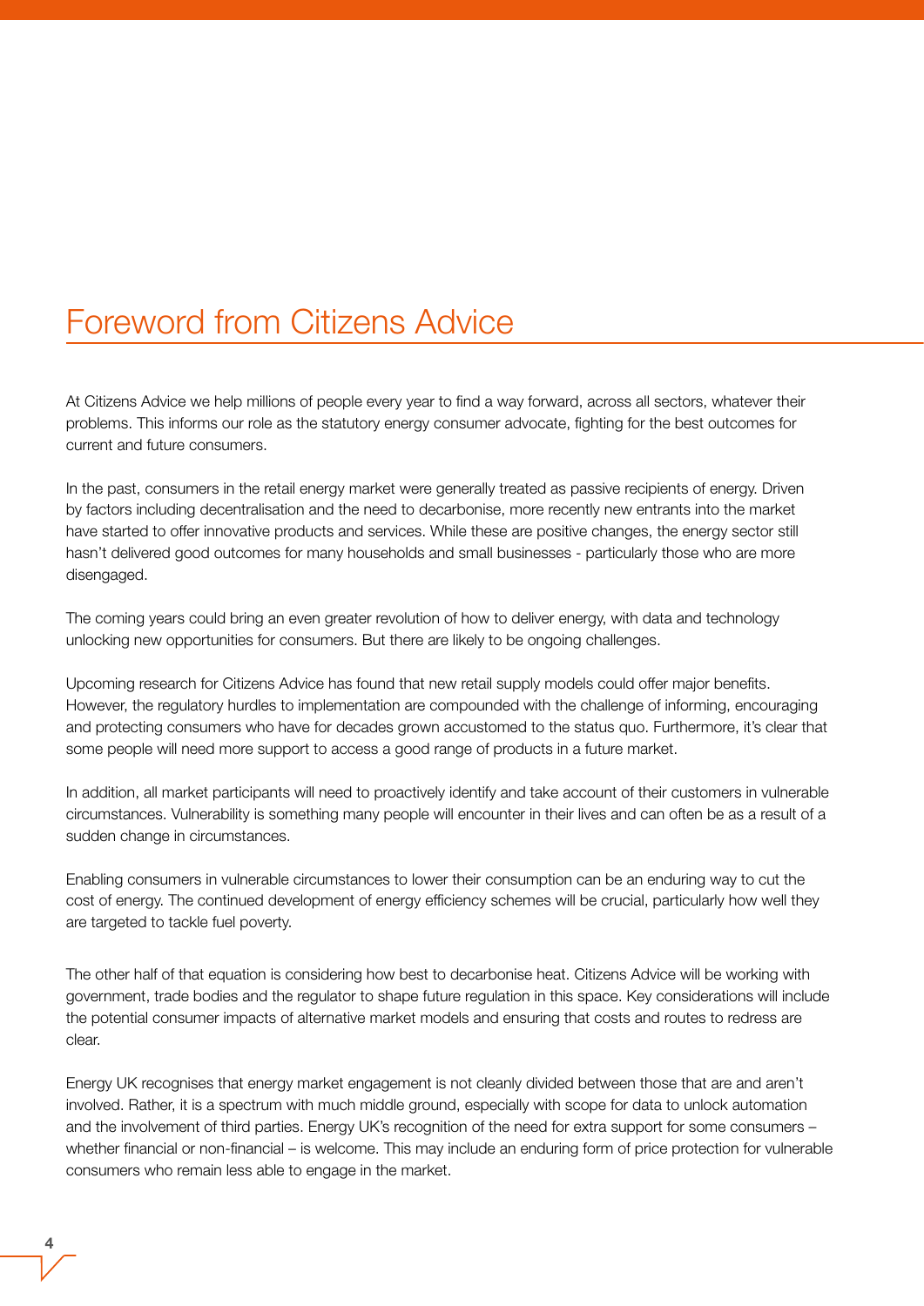# Foreword from Citizens Advice

At Citizens Advice we help millions of people every year to find a way forward, across all sectors, whatever their problems. This informs our role as the statutory energy consumer advocate, fighting for the best outcomes for current and future consumers.

In the past, consumers in the retail energy market were generally treated as passive recipients of energy. Driven by factors including decentralisation and the need to decarbonise, more recently new entrants into the market have started to offer innovative products and services. While these are positive changes, the energy sector still hasn't delivered good outcomes for many households and small businesses - particularly those who are more disengaged.

The coming years could bring an even greater revolution of how to deliver energy, with data and technology unlocking new opportunities for consumers. But there are likely to be ongoing challenges.

Upcoming research for Citizens Advice has found that new retail supply models could offer major benefits. However, the regulatory hurdles to implementation are compounded with the challenge of informing, encouraging and protecting consumers who have for decades grown accustomed to the status quo. Furthermore, it's clear that some people will need more support to access a good range of products in a future market.

In addition, all market participants will need to proactively identify and take account of their customers in vulnerable circumstances. Vulnerability is something many people will encounter in their lives and can often be as a result of a sudden change in circumstances.

Enabling consumers in vulnerable circumstances to lower their consumption can be an enduring way to cut the cost of energy. The continued development of energy efficiency schemes will be crucial, particularly how well they are targeted to tackle fuel poverty.

The other half of that equation is considering how best to decarbonise heat. Citizens Advice will be working with government, trade bodies and the regulator to shape future regulation in this space. Key considerations will include the potential consumer impacts of alternative market models and ensuring that costs and routes to redress are clear.

Energy UK recognises that energy market engagement is not cleanly divided between those that are and aren't involved. Rather, it is a spectrum with much middle ground, especially with scope for data to unlock automation and the involvement of third parties. Energy UK's recognition of the need for extra support for some consumers – whether financial or non-financial – is welcome. This may include an enduring form of price protection for vulnerable consumers who remain less able to engage in the market.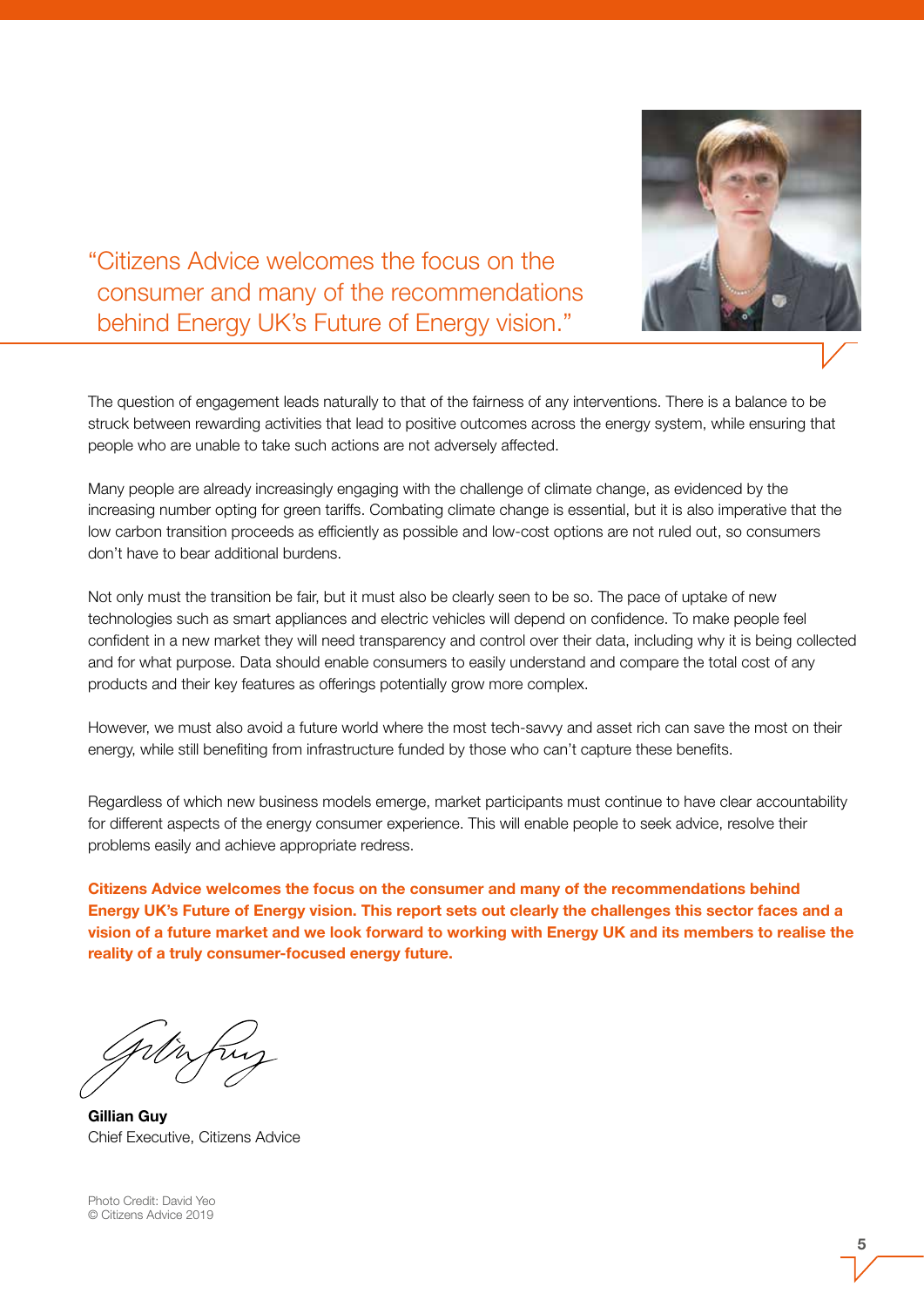> "Citizens Advice welcomes the focus on the consumer and many of the recommendations behind Energy UK's Future of Energy vision."

The question of engagement leads naturally to that of the fairness of any interventions. There is a balance to be struck between rewarding activities that lead to positive outcomes across the energy system, while ensuring that people who are unable to take such actions are not adversely affected.

Many people are already increasingly engaging with the challenge of climate change, as evidenced by the increasing number opting for green tariffs. Combating climate change is essential, but it is also imperative that the low carbon transition proceeds as efficiently as possible and low-cost options are not ruled out, so consumers don't have to bear additional burdens.

Not only must the transition be fair, but it must also be clearly seen to be so. The pace of uptake of new technologies such as smart appliances and electric vehicles will depend on confidence. To make people feel confident in a new market they will need transparency and control over their data, including why it is being collected and for what purpose. Data should enable consumers to easily understand and compare the total cost of any products and their key features as offerings potentially grow more complex.

However, we must also avoid a future world where the most tech-savvy and asset rich can save the most on their energy, while still benefiting from infrastructure funded by those who can't capture these benefits.

Regardless of which new business models emerge, market participants must continue to have clear accountability for different aspects of the energy consumer experience. This will enable people to seek advice, resolve their problems easily and achieve appropriate redress.

**Citizens Advice welcomes the focus on the consumer and many of the recommendations behind Energy UK's Future of Energy vision. This report sets out clearly the challenges this sector faces and a vision of a future market and we look forward to working with Energy UK and its members to realise the reality of a truly consumer-focused energy future.**

**Gillian Guy**
Chief Executive, Citizens Advice

Photo Credit: David Yeo
© Citizens Advice 2019